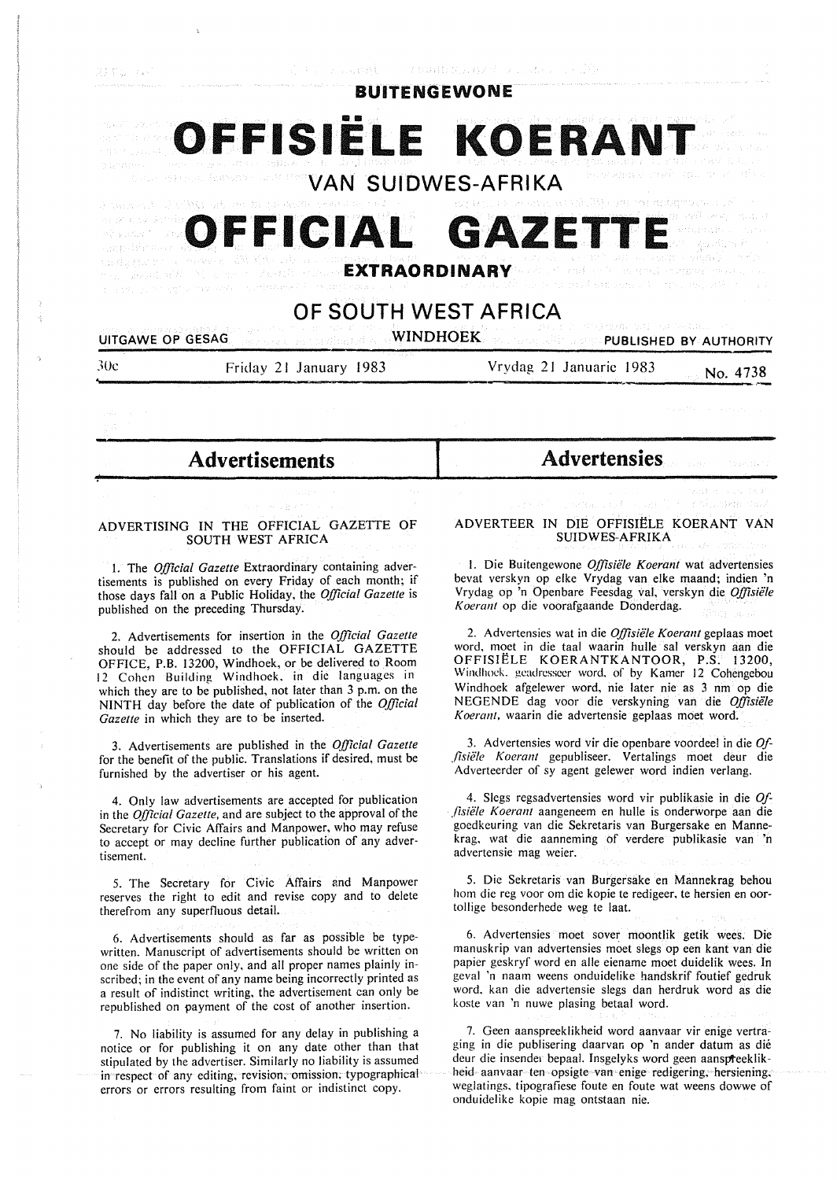# BUITENGEWONE

# OFFISIËLE KOERANT

## VAN SUIDWES-AFRIKA

# OFFICIAL GAZETTE

## EXTRAORDINARY

## OF SOUTH WEST AFRICA

UITGAWE OP GESAG — WINDHOEK — PUBLISHED BY AUTHORITY

30c — Friday 21 January 1983 — Vrydag 21 Januarie 1983 — No. 4738

# Advertisements

## ADVERTISING IN THE OFFICIAL GAZETTE OF SOUTH WEST AFRICA

1. The *Official Gazette* Extraordinary containing advertisements is published on every Friday of each month; if those days fall on a Public Holiday, the *Official Gazette* is published on the preceding Thursday.

2. Advertisements for insertion in the *Official Gazette* should be addressed to the OFFICIAL GAZETTE OFFICE, P.B. 13200, Windhoek, or be delivered to Room 12 Cohen Building Windhoek, in the languages in which they are to be published, not later than 3 p.m. on the NINTH day before the date of publication of the *Official Gazette* in which they are to be inserted.

3. Advertisements are published in the *Official Gazette* for the benefit of the public. Translations if desired, must be furnished by the advertiser or his agent.

4. Only law advertisements are accepted for publication in the *Official Gazette*, and are subject to the approval of the Secretary for Civic Affairs and Manpower, who may refuse to accept or may decline further publication of any advertisement.

5. The Secretary for Civic Affairs and Manpower reserves the right to edit and revise copy and to delete therefrom any superfluous detail.

6. Advertisements should as far as possible be typewritten. Manuscript of advertisements should be written on one side of the paper only, and all proper names plainly inscribed; in the event of any name being incorrectly printed as a result of indistinct writing, the advertisement can only be republished on payment of the cost of another insertion.

7. No liability is assumed for any delay in publishing a notice or for publishing it on any date other than that stipulated by the advertiser. Similarly no liability is assumed in respect of any editing, revision, omission, typographical errors or errors resulting from faint or indistinct copy.

# Advertensies

## ADVERTEER IN DIE OFFISIËLE KOERANT VAN SUIDWES-AFRIKA

1. Die Buitengewone *Offisiële Koerant* wat advertensies bevat verskyn op elke Vrydag van elke maand; indien 'n Vrydag op 'n Openbare Feesdag val, verskyn die *Offisiële Koerant* op die voorafgaande Donderdag.

2. Advertensies wat in die *Offisiële Koerant* geplaas moet word, moet in die taal waarin hulle sal verskyn aan die OFFISIËLE KOERANTKANTOOR, P.S. 13200, Windhoek geadresseer word, of by Kamer 12 Cohengebou Windhoek afgelewer word, nie later nie as 3 nm op die NEGENDE dag voor die verskyning van die *Offisiële Koerant*, waarin die advertensie geplaas moet word.

3. Advertensies word vir die openbare voordeel in die *Offisiële Koerant* gepubliseer. Vertalings moet deur die Adverteerder of sy agent gelewer word indien verlang.

4. Slegs regsadvertensies word vir publikasie in die *Offisiële Koerant* aangeneem en hulle is onderworpe aan die goedkeuring van die Sekretaris van Burgersake en Mannekrag, wat die aanneming of verdere publikasie van 'n advertensie mag weier.

5. Die Sekretaris van Burgersake en Mannekrag behou hom die reg voor om die kopie te redigeer, te hersien en oortollige besonderhede weg te laat.

6. Advertensies moet sover moontlik getik wees. Die manuskrip van advertensies moet slegs op een kant van die papier geskryf word en alle eiename moet duidelik wees. In geval 'n naam weens onduidelike handskrif foutief gedruk word, kan die advertensie slegs dan herdruk word as die koste van 'n nuwe plasing betaal word.

7. Geen aanspreeklikheid word aanvaar vir enige vertraging in die publisering daarvan op 'n ander datum as dié deur die insender bepaal. Insgelyks word geen aanspreeklikheid aanvaar ten opsigte van enige redigering, hersiening, weglatings, tipografiese foute en foute wat weens dowwe of onduidelike kopie mag ontstaan nie.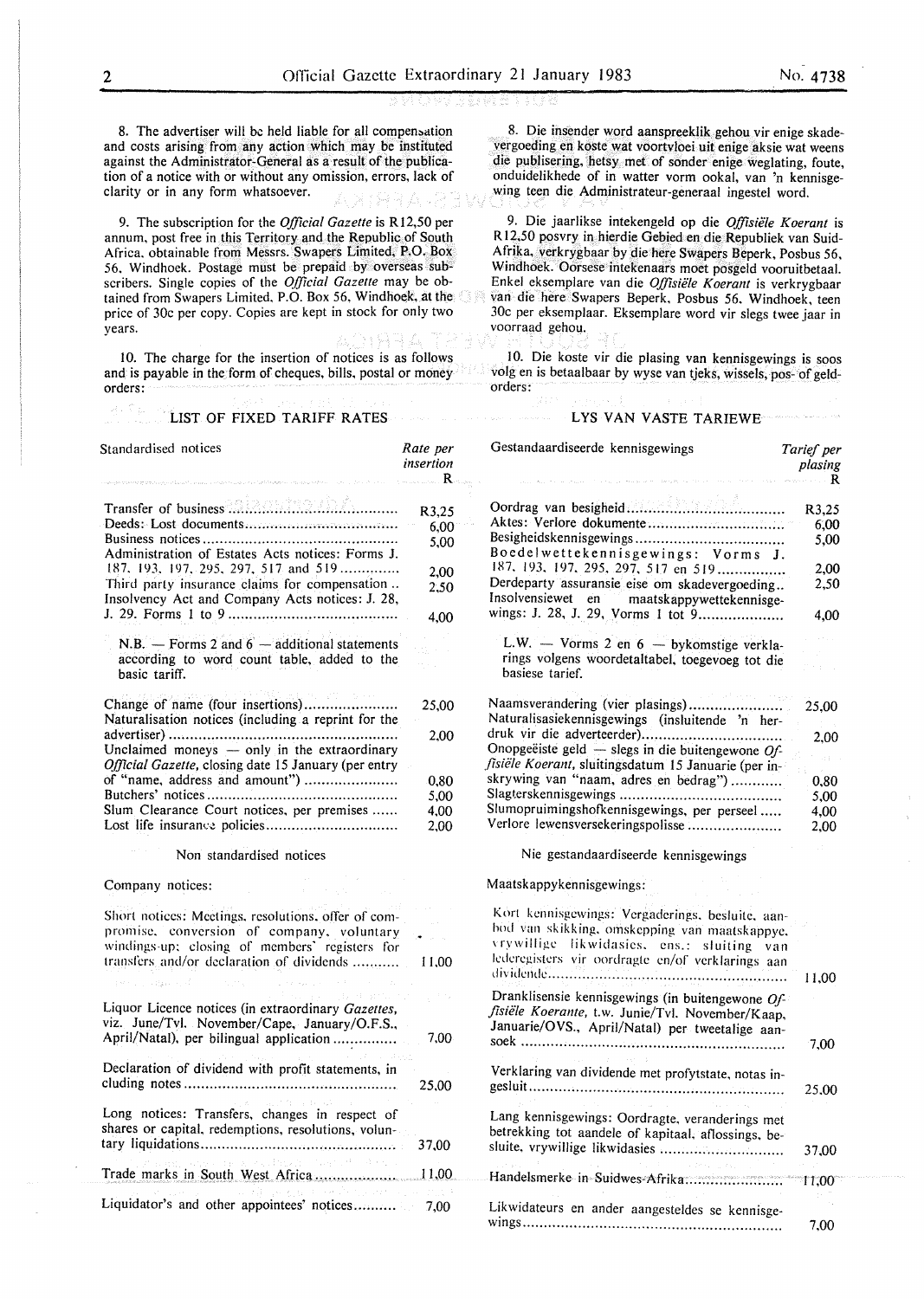8. The advertiser will be held liable for all compensation and costs arising from any action which may be instituted against the Administrator-General as a result of the publication of a notice with or without any omission, errors, lack of clarity or in any form whatsoever.

9. The subscription for the *Official Gazette* is R12,50 per annum, post free in this Territory and the Republic of South Africa, obtainable from Messrs. Swapers Limited, P.O. Box 56, Windhoek. Postage must be prepaid by overseas subscribers. Single copies of the *Official Gazette* may be obtained from Swapers Limited, P.O. Box 56, Windhoek, at the price of 30c per copy. Copies are kept in stock for only two years.

10. The charge for the insertion of notices is as follows and is payable in the form of cheques, bills, postal or money orders:

## LIST OF FIXED TARIFF RATES

| Standardised notices | Rate per insertion R |
|---|---|
| Transfer of business | R3,25 |
| Deeds: Lost documents | 6,00 |
| Business notices | 5,00 |
| Administration of Estates Acts notices: Forms J. 187, 193, 197, 295, 297, 517 and 519 | 2,00 |
| Third party insurance claims for compensation | 2,50 |
| Insolvency Act and Company Acts notices: J. 28, J. 29. Forms 1 to 9 | 4,00 |

N.B. — Forms 2 and 6 — additional statements according to word count table, added to the basic tariff.

| | |
|---|---|
| Change of name (four insertions) | 25,00 |
| Naturalisation notices (including a reprint for the advertiser) | 2,00 |
| Unclaimed moneys — only in the extraordinary *Official Gazette*, closing date 15 January (per entry of "name, address and amount") | 0,80 |
| Butchers' notices | 5,00 |
| Slum Clearance Court notices, per premises | 4,00 |
| Lost life insurance policies | 2,00 |

Non standardised notices

Company notices:

| | |
|---|---|
| Short notices: Meetings, resolutions, offer of compromise, conversion of company, voluntary windings-up; closing of members' registers for transfers and/or declaration of dividends | 11,00 |
| Liquor Licence notices (in extraordinary *Gazettes*, viz. June/Tvl. November/Cape, January/O.F.S., April/Natal), per bilingual application | 7,00 |
| Declaration of dividend with profit statements, including notes | 25,00 |
| Long notices: Transfers, changes in respect of shares or capital, redemptions, resolutions, voluntary liquidations | 37,00 |
| Trade marks in South West Africa | 11,00 |
| Liquidator's and other appointees' notices | 7,00 |

8. Die insender word aanspreeklik gehou vir enige skadevergoeding en koste wat voortvloei uit enige aksie wat weens die publisering, hetsy met of sonder enige weglating, foute, onduidelikhede of in watter vorm ookal, van 'n kennisgewing teen die Administrateur-generaal ingestel word.

9. Die jaarlikse intekengeld op die *Offisiële Koerant* is R12,50 posvry in hierdie Gebied en die Republiek van Suid-Afrika, verkrygbaar by die here Swapers Beperk, Posbus 56, Windhoek. Oorsese intekenaars moet posgeld vooruitbetaal. Enkel eksemplare van die *Offisiële Koerant* is verkrygbaar van die here Swapers Beperk, Posbus 56, Windhoek, teen 30c per eksemplaar. Eksemplare word vir slegs twee jaar in voorraad gehou.

10. Die koste vir die plasing van kennisgewings is soos volg en is betaalbaar by wyse van tjeks, wissels, pos- of geldorders:

## LYS VAN VASTE TARIEWE

| Gestandaardiseerde kennisgewings | Tarief per plasing R |
|---|---|
| Oordrag van besigheid | R3,25 |
| Aktes: Verlore dokumente | 6,00 |
| Besigheidskennisgewings | 5,00 |
| Boedelwettekennisgewings: Vorms J. 187, 193, 197, 295, 297, 517 en 519 | 2,00 |
| Derdeparty assuransie eise om skadevergoeding | 2,50 |
| Insolvensiewet en maatskappywettekennisgewings: J. 28, J. 29, Vorms 1 tot 9 | 4,00 |

L.W. — Vorms 2 en 6 — bykomstige verklarings volgens woordetaltabel, toegevoeg tot die basiese tarief.

| | |
|---|---|
| Naamsverandering (vier plasings) | 25,00 |
| Naturalisasiekennisgewings (insluitende 'n herdruk vir die adverteerder) | 2,00 |
| Onopgeëiste geld — slegs in die buitengewone *Offisiële Koerant*, sluitingsdatum 15 Januarie (per inskrywing van "naam, adres en bedrag") | 0,80 |
| Slagterskennisgewings | 5,00 |
| Slumopruimingshofkennisgewings, per perseel | 4,00 |
| Verlore lewensversekeringspolisse | 2,00 |

Nie gestandaardiseerde kennisgewings

Maatskappykennisgewings:

| | |
|---|---|
| Kort kennisgewings: Vergaderings, besluite, aanbod van skikking, omskepping van maatskappye, vrywillige likwidasies, ens.: sluiting van lederegisters vir oordragte en/of verklarings aan dividende | 11,00 |
| Dranklisensie kennisgewings (in buitengewone *Offisiële Koerante*, t.w. Junie/Tvl. November/Kaap, Januarie/OVS., April/Natal) per tweetalige aansoek | 7,00 |
| Verklaring van dividende met profytstate, notas ingesluit | 25,00 |
| Lang kennisgewings: Oordragte, veranderings met betrekking tot aandele of kapitaal, aflossings, besluite, vrywillige likwidasies | 37,00 |
| Handelsmerke in Suidwes-Afrika | 11,00 |
| Likwidateurs en ander aangesteldes se kennisgewings | 7,00 |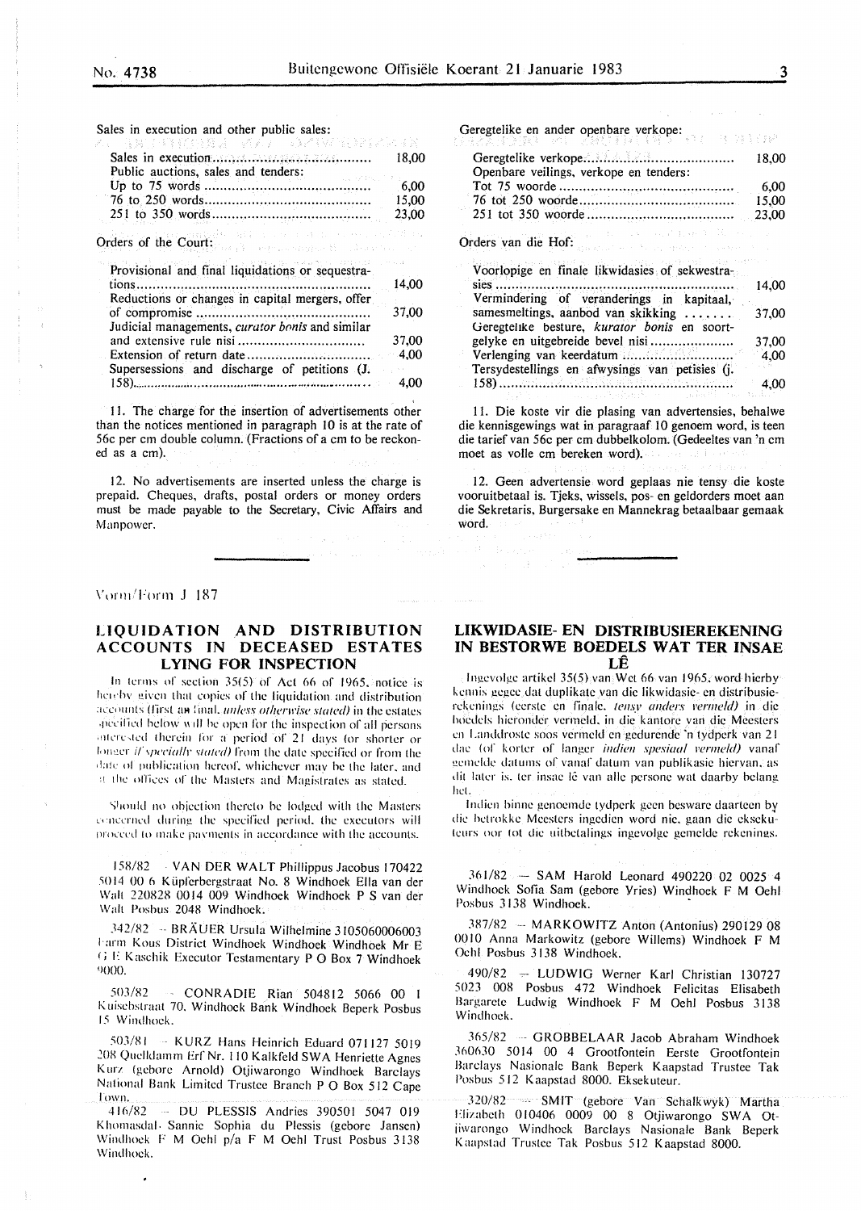Sales in execution and other public sales:

| | |
|---|---|
| Sales in execution | 18,00 |
| Public auctions, sales and tenders: | |
| Up to 75 words | 6,00 |
| 76 to 250 words | 15,00 |
| 251 to 350 words | 23,00 |

Orders of the Court:

| | |
|---|---|
| Provisional and final liquidations or sequestrations | 14,00 |
| Reductions or changes in capital mergers, offer of compromise | 37,00 |
| Judicial managements, *curator bonis* and similar and extensive rule nisi | 37,00 |
| Extension of return date | 4,00 |
| Supersessions and discharge of petitions (J. 158) | 4,00 |

11. The charge for the insertion of advertisements other than the notices mentioned in paragraph 10 is at the rate of 56c per cm double column. (Fractions of a cm to be reckoned as a cm).

12. No advertisements are inserted unless the charge is prepaid. Cheques, drafts, postal orders or money orders must be made payable to the Secretary, Civic Affairs and Manpower.

Geregtelike en ander openbare verkope:

| | |
|---|---|
| Geregtelike verkope | 18,00 |
| Openbare veilings, verkope en tenders: | |
| Tot 75 woorde | 6,00 |
| 76 tot 250 woorde | 15,00 |
| 251 tot 350 woorde | 23,00 |

Orders van die Hof:

| | |
|---|---|
| Voorlopige en finale likwidasies of sekwestrasies | 14,00 |
| Vermindering of veranderings in kapitaal, samesmeltings, aanbod van skikking | 37,00 |
| Geregtelike besture, *kurator bonis* en soortgelyke en uitgebreide bevel nisi | 37,00 |
| Verlenging van keerdatum | 4,00 |
| Tersydestellings en afwysings van petisies (j. 158) | 4,00 |

11. Die koste vir die plasing van advertensies, behalwe die kennisgewings wat in paragraaf 10 genoem word, is teen die tarief van 56c per cm dubbelkolom. (Gedeeltes van 'n cm moet as volle cm bereken word).

12. Geen advertensie word geplaas nie tensy die koste vooruitbetaal is. Tjeks, wissels, pos- en geldorders moet aan die Sekretaris, Burgersake en Mannekrag betaalbaar gemaak word.

---

Vorm/Form J 187

## LIQUIDATION AND DISTRIBUTION ACCOUNTS IN DECEASED ESTATES LYING FOR INSPECTION

In terms of section 35(5) of Act 66 of 1965, notice is hereby given that copies of the liquidation and distribution accounts (first and final, *unless otherwise stated*) in the estates specified below will be open for the inspection of all persons interested therein for a period of 21 days (or shorter or longer *if specially stated*) from the date specified or from the date of publication hereof, whichever may be the later, and at the offices of the Masters and Magistrates as stated.

Should no objection thereto be lodged with the Masters concerned during the specified period, the executors will proceed to make payments in accordance with the accounts.

158/82 — VAN DER WALT Phillippus Jacobus 170422 5014 00 6 Küpferbergstraat No. 8 Windhoek Ella van der Walt 220828 0014 009 Windhoek Windhoek P S van der Walt Posbus 2048 Windhoek.

342/82 — BRÄUER Ursula Wilhelmine 3105060006003 Farm Kous District Windhoek Windhoek Windhoek Mr E G E Kaschik Executor Testamentary P O Box 7 Windhoek 9000.

503/82 — CONRADIE Rian 504812 5066 00 1 Kuisebstraat 70, Windhoek Bank Windhoek Beperk Posbus 15 Windhoek.

503/81 — KURZ Hans Heinrich Eduard 071127 5019 208 Quelldamm Erf Nr. 110 Kalkfeld SWA Henriette Agnes Kurz (gebore Arnold) Otjiwarongo Windhoek Barclays National Bank Limited Trustee Branch P O Box 512 Cape Town.

416/82 — DU PLESSIS Andries 390501 5047 019 Khomasdal. Sannie Sophia du Plessis (gebore Jansen) Windhoek F M Oehl p/a F M Oehl Trust Posbus 3138 Windhoek.

## LIKWIDASIE- EN DISTRIBUSIEREKENING IN BESTORWE BOEDELS WAT TER INSAE LÊ

Ingevolge artikel 35(5) van Wet 66 van 1965, word hierby kennis gegee dat duplikate van die likwidasie- en distribusierekenings (eerste en finale, *tensy anders vermeld*) in die boedels hieronder vermeld, in die kantore van die Meesters en Landdroste soos vermeld en gedurende 'n tydperk van 21 dae (of korter of langer *indien spesiaal vermeld*) vanaf gemelde datums of vanaf datum van publikasie hiervan, as dit later is, ter insae lê van alle persone wat daarby belang het.

Indien binne genoemde tydperk geen besware daarteen by die betrokke Meesters ingedien word nie, gaan die eksekuteurs oor tot die uitbetalings ingevolge gemelde rekenings.

361/82 — SAM Harold Leonard 490220 02 0025 4 Windhoek Sofia Sam (gebore Vries) Windhoek F M Oehl Posbus 3138 Windhoek.

387/82 — MARKOWITZ Anton (Antonius) 290129 08 0010 Anna Markowitz (gebore Willems) Windhoek F M Oehl Posbus 3138 Windhoek.

490/82 — LUDWIG Werner Karl Christian 130727 5023 008 Posbus 472 Windhoek Felicitas Elisabeth Bargarete Ludwig Windhoek F M Oehl Posbus 3138 Windhoek.

365/82 — GROBBELAAR Jacob Abraham Windhoek 360630 5014 00 4 Grootfontein Eerste Grootfontein Barclays Nasionale Bank Beperk Kaapstad Trustee Tak Posbus 512 Kaapstad 8000. Eksekuteur.

320/82 — SMIT (gebore Van Schalkwyk) Martha Elizabeth 010406 0009 00 8 Otjiwarongo SWA Otjiwarongo Windhoek Barclays Nasionale Bank Beperk Kaapstad Trustee Tak Posbus 512 Kaapstad 8000.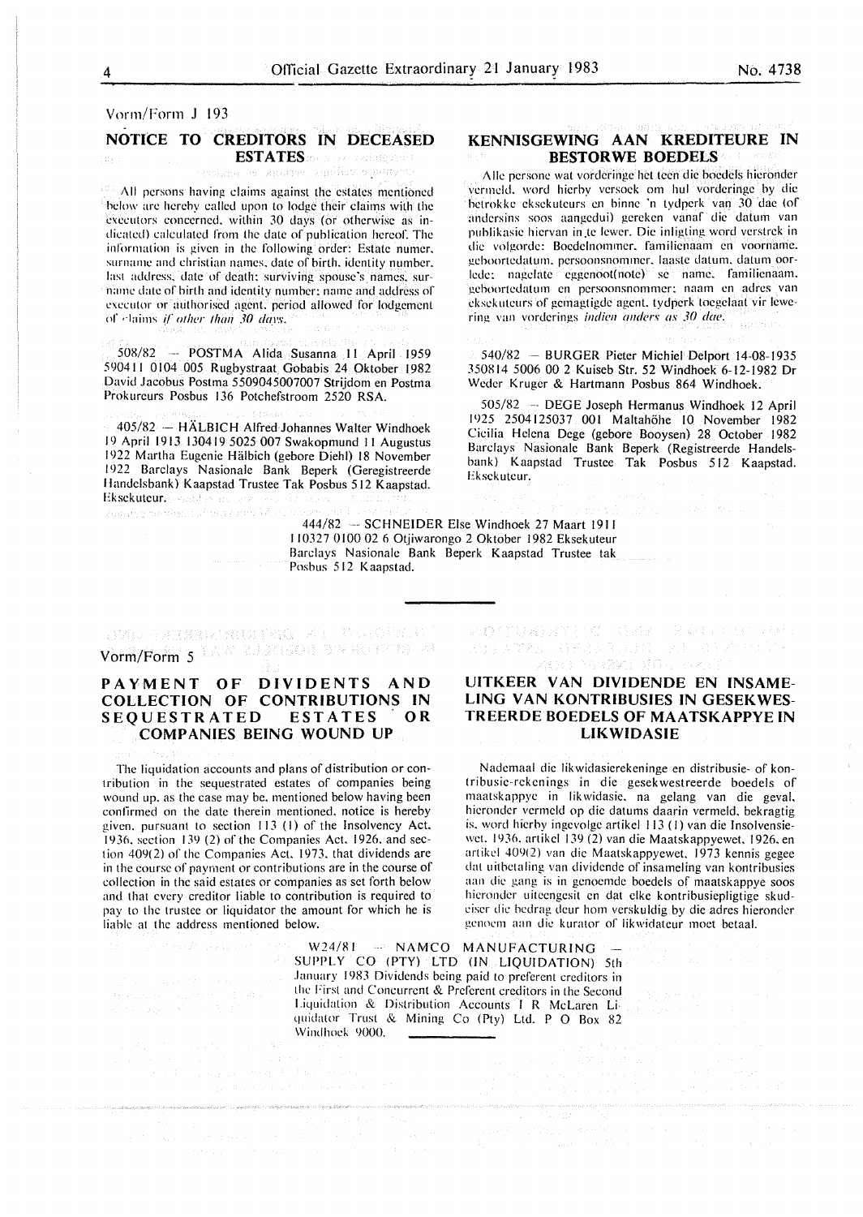Vorm/Form J 193

## NOTICE TO CREDITORS IN DECEASED ESTATES

All persons having claims against the estates mentioned below are hereby called upon to lodge their claims with the executors concerned, within 30 days (or otherwise as indicated) calculated from the date of publication hereof. The information is given in the following order: Estate number, surname and christian names, date of birth, identity number, last address, date of death; surviving spouse's names, surname date of birth and identity number; name and address of executor or authorised agent, period allowed for lodgement of claims *if other than 30 days.*

508/82 — POSTMA Alida Susanna 11 April 1959 590411 0104 005 Rugbystraat Gobabis 24 Oktober 1982 David Jacobus Postma 5509045007007 Strijdom en Postma Prokureurs Posbus 136 Potchefstroom 2520 RSA.

405/82 — HÄLBICH Alfred Johannes Walter Windhoek 19 April 1913 130419 5025 007 Swakopmund 11 Augustus 1922 Martha Eugenie Hälbich (gebore Diehl) 18 November 1922 Barclays Nasionale Bank Beperk (Geregistreerde Handelsbank) Kaapstad Trustee Tak Posbus 512 Kaapstad. Eksekuteur.

## KENNISGEWING AAN KREDITEURE IN BESTORWE BOEDELS

Alle persone wat vorderinge het teen die boedels hieronder vermeld, word hierby versoek om hul vorderinge by die betrokke eksekuteurs en binne 'n tydperk van 30 dae (of andersins soos aangedui) gereken vanaf die datum van publikasie hiervan in te lewer. Die inligting word verstrek in die volgorde: Boedelnommer, familienaam en voorname, geboortedatum, persoonsnommer, laaste datum, datum oorlede; nagelate eggenoot(note) se name, familienaam, geboortedatum en persoonsnommer; naam en adres van eksekuteurs of gemagtigde agent, tydperk toegelaat vir lewering van vorderings *indien anders as 30 dae.*

540/82 — BURGER Pieter Michiel Delport 14-08-1935 350814 5006 00 2 Kuiseb Str. 52 Windhoek 6-12-1982 Dr Weder Kruger & Hartmann Posbus 864 Windhoek.

505/82 — DEGE Joseph Hermanus Windhoek 12 April 1925 2504125037 001 Maltahöhe 10 November 1982 Cicilia Helena Dege (gebore Booysen) 28 October 1982 Barclays Nasionale Bank Beperk (Registreerde Handelsbank) Kaapstad Trustee Tak Posbus 512 Kaapstad. Eksekuteur.

444/82 — SCHNEIDER Else Windhoek 27 Maart 1911 110327 0100 02 6 Otjiwarongo 2 Oktober 1982 Eksekuteur Barclays Nasionale Bank Beperk Kaapstad Trustee tak Posbus 512 Kaapstad.

---

Vorm/Form 5

## PAYMENT OF DIVIDENTS AND COLLECTION OF CONTRIBUTIONS IN SEQUESTRATED ESTATES OR COMPANIES BEING WOUND UP

The liquidation accounts and plans of distribution or contribution in the sequestrated estates of companies being wound up, as the case may be, mentioned below having been confirmed on the date therein mentioned, notice is hereby given, pursuant to section 113 (1) of the Insolvency Act, 1936, section 139 (2) of the Companies Act, 1926, and section 409(2) of the Companies Act, 1973, that dividends are in the course of payment or contributions are in the course of collection in the said estates or companies as set forth below and that every creditor liable to contribution is required to pay to the trustee or liquidator the amount for which he is liable at the address mentioned below.

## UITKEER VAN DIVIDENDE EN INSAMELING VAN KONTRIBUSIES IN GESEKWESTREERDE BOEDELS OF MAATSKAPPYE IN LIKWIDASIE

Nademaal die likwidasierekeninge en distribusie- of kontribusie-rekenings in die gesekwestreerde boedels of maatskappye in likwidasie, na gelang van die geval, hieronder vermeld op die datums daarin vermeld, bekragtig is, word hierby ingevolge artikel 113 (1) van die Insolvensiewet, 1936, artikel 139 (2) van die Maatskappyewet, 1926, en artikel 409(2) van die Maatskappyewet, 1973 kennis gegee dat uitbetaling van dividende of insameling van kontribusies aan die gang is in genoemde boedels of maatskappye soos hieronder uiteengesit en dat elke kontribusiepligtige skuldeiser die bedrag deur hom verskuldig by die adres hieronder genoem aan die kurator of likwidateur moet betaal.

W24/81 — NAMCO MANUFACTURING — SUPPLY CO (PTY) LTD (IN LIQUIDATION) 5th January 1983 Dividends being paid to preferent creditors in the First and Concurrent & Preferent creditors in the Second Liquidation & Distribution Accounts I R McLaren Liquidator Trust & Mining Co (Pty) Ltd. P O Box 82 Windhoek 9000.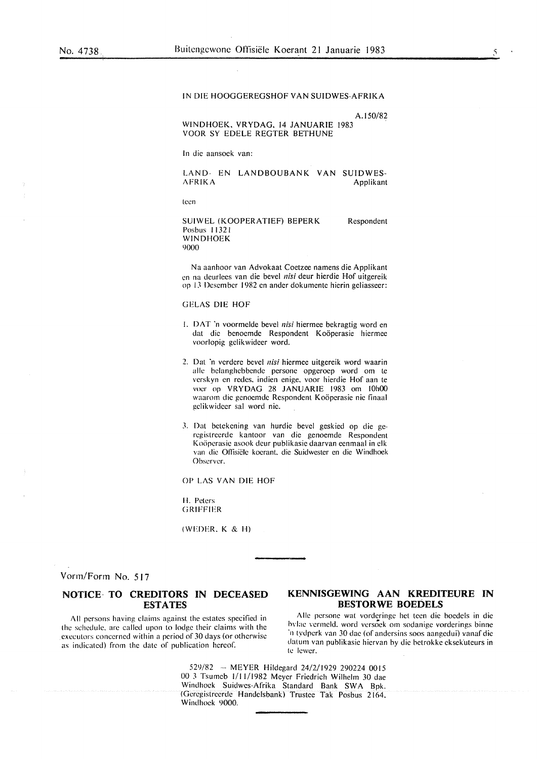IN DIE HOOGGEREGSHOF VAN SUIDWES-AFRIKA

A.150/82

WINDHOEK, VRYDAG, 14 JANUARIE 1983
VOOR SY EDELE REGTER BETHUNE

In die aansoek van:

LAND- EN LANDBOUBANK VAN SUIDWES-AFRIKA — Applikant

teen

SUIWEL (KOOPERATIEF) BEPERK — Respondent
Posbus 11321
WINDHOEK
9000

Na aanhoor van Advokaat Coetzee namens die Applikant en na deurlees van die bevel *nisi* deur hierdie Hof uitgereik op 13 Desember 1982 en ander dokumente hierin geliasseer:

GELAS DIE HOF

1. DAT 'n voormelde bevel *nisi* hiermee bekragtig word en dat die benoemde Respondent Koöperasie hiermee voorlopig gelikwideer word.

2. Dat 'n verdere bevel *nisi* hiermee uitgereik word waarin alle belanghebbende persone opgeroep word om te verskyn en redes, indien enige, voor hierdie Hof aan te voer op VRYDAG 28 JANUARIE 1983 om 10h00 waarom die genoemde Respondent Koöperasie nie finaal gelikwideer sal word nie.

3. Dat betekening van hurdie bevel geskied op die geregistreerde kantoor van die genoemde Respondent Koöperasie asook deur publikasie daarvan eenmaal in elk van die Offisiële koerant, die Suidwester en die Windhoek Observer.

OP LAS VAN DIE HOF

H. Peters
GRIFFIER

(WEDER, K & H)

---

Vorm/Form No. 517

## NOTICE TO CREDITORS IN DECEASED ESTATES

All persons having claims against the estates specified in the schedule, are called upon to lodge their claims with the executors concerned within a period of 30 days (or otherwise as indicated) from the date of publication hereof.

## KENNISGEWING AAN KREDITEURE IN BESTORWE BOEDELS

Alle persone wat vorderinge het teen die boedels in die bylae vermeld, word versoek om sodanige vorderings binne 'n tydperk van 30 dae (of andersins soos aangedui) vanaf die datum van publikasie hiervan by die betrokke eksekuteurs in te lewer.

529/82 — MEYER Hildegard 24/2/1929 290224 0015 00 3 Tsumeb 1/11/1982 Meyer Friedrich Wilhelm 30 dae Windhoek Suidwes-Afrika Standard Bank SWA Bpk. (Geregistreerde Handelsbank) Trustee Tak Posbus 2164, Windhoek 9000.